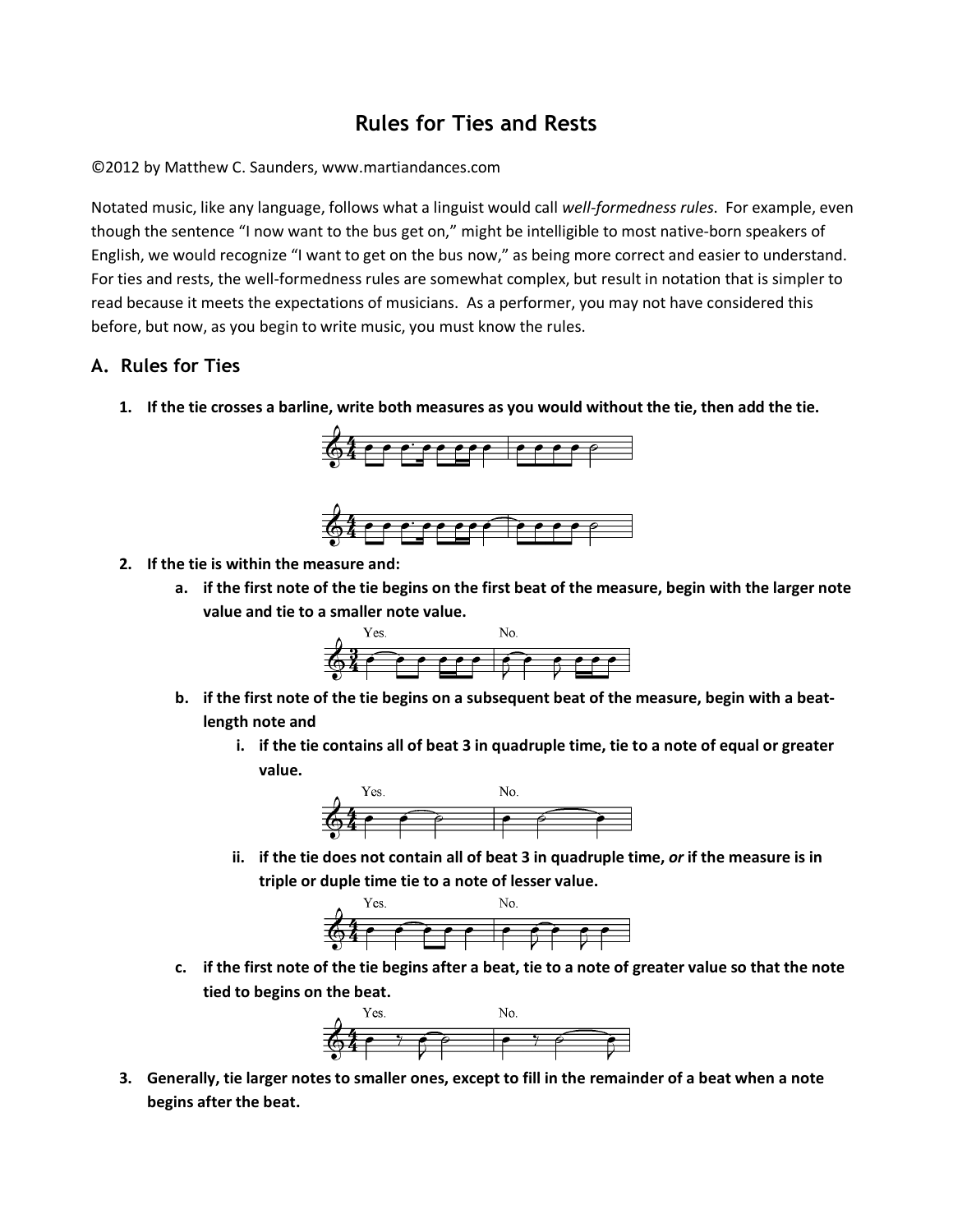# Rules for Ties and Rests

©2012 by Matthew C. Saunders, www.martiandances.com

Notated music, like any language, follows what a linguist would call *well-formedness rules*. For example, even though the sentence "I now want to the bus get on," might be intelligible to most native-born speakers of English, we would recognize "I want to get on the bus now," as being more correct and easier to understand. For ties and rests, the well-formedness rules are somewhat complex, but result in notation that is simpler to read because it meets the expectations of musicians. As a performer, you may not have considered this before, but now, as you begin to write music, you must know the rules.

## A. Rules for Ties

1. **If the tie crosses a barline, write both measures as you would without the tie, then add the tie.**

2. **If the tie is within the measure and:**
   a. **if the first note of the tie begins on the first beat of the measure, begin with the larger note value and tie to a smaller note value.**

      Yes. No.

   b. **if the first note of the tie begins on a subsequent beat of the measure, begin with a beat-length note and**
      i. **if the tie contains all of beat 3 in quadruple time, tie to a note of equal or greater value.**

         Yes. No.

      ii. **if the tie does not contain all of beat 3 in quadruple time, *or* if the measure is in triple or duple time tie to a note of lesser value.**

         Yes. No.

   c. **if the first note of the tie begins after a beat, tie to a note of greater value so that the note tied to begins on the beat.**

      Yes. No.

3. **Generally, tie larger notes to smaller ones, except to fill in the remainder of a beat when a note begins after the beat.**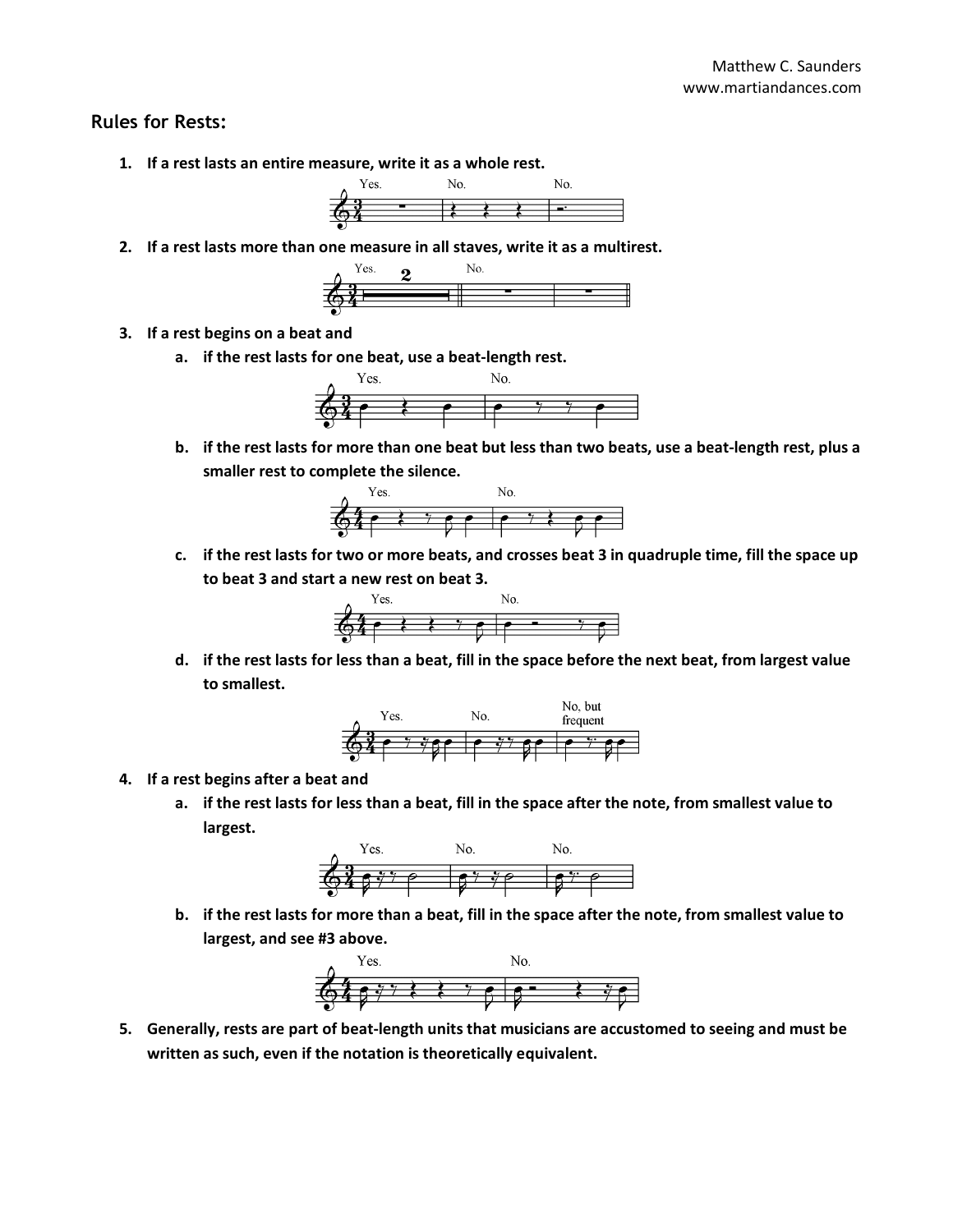## Rules for Rests:

1. **If a rest lasts an entire measure, write it as a whole rest.**

   Yes. No. No.

2. **If a rest lasts more than one measure in all staves, write it as a multirest.**

   Yes. 2 No.

3. **If a rest begins on a beat and**
   a. **if the rest lasts for one beat, use a beat-length rest.**

      Yes. No.

   b. **if the rest lasts for more than one beat but less than two beats, use a beat-length rest, plus a smaller rest to complete the silence.**

      Yes. No.

   c. **if the rest lasts for two or more beats, and crosses beat 3 in quadruple time, fill the space up to beat 3 and start a new rest on beat 3.**

      Yes. No.

   d. **if the rest lasts for less than a beat, fill in the space before the next beat, from largest value to smallest.**

      Yes. No. No, but frequent

4. **If a rest begins after a beat and**
   a. **if the rest lasts for less than a beat, fill in the space after the note, from smallest value to largest.**

      Yes. No. No.

   b. **if the rest lasts for more than a beat, fill in the space after the note, from smallest value to largest, and see #3 above.**

      Yes. No.

5. **Generally, rests are part of beat-length units that musicians are accustomed to seeing and must be written as such, even if the notation is theoretically equivalent.**